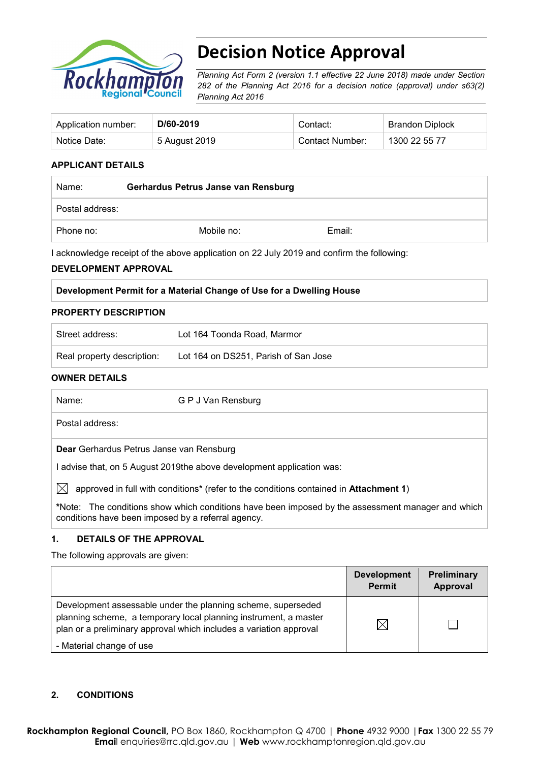# Decision Notice Approval

*Planning Act Form 2 (version 1.1 effective 22 June 2018) made under Section 282 of the Planning Act 2016 for a decision notice (approval) under s63(2) Planning Act 2016*

| Application number: | **D/60-2019** | Contact: | Brandon Diplock |
|---|---|---|---|
| Notice Date: | 5 August 2019 | Contact Number: | 1300 22 55 77 |

## APPLICANT DETAILS

| Name: | **Gerhardus Petrus Janse van Rensburg** | |
|---|---|---|
| Postal address: | | |
| Phone no: | Mobile no: | Email: |

I acknowledge receipt of the above application on 22 July 2019 and confirm the following:

## DEVELOPMENT APPROVAL

**Development Permit for a Material Change of Use for a Dwelling House**

## PROPERTY DESCRIPTION

| Street address: | Lot 164 Toonda Road, Marmor |
|---|---|
| Real property description: | Lot 164 on DS251, Parish of San Jose |

## OWNER DETAILS

| Name: | G P J Van Rensburg |
|---|---|
| Postal address: | |

**Dear** Gerhardus Petrus Janse van Rensburg

I advise that, on 5 August 2019the above development application was:

☒ approved in full with conditions* (refer to the conditions contained in **Attachment 1**)

*Note: The conditions show which conditions have been imposed by the assessment manager and which conditions have been imposed by a referral agency.

## 1. DETAILS OF THE APPROVAL

The following approvals are given:

| | Development Permit | Preliminary Approval |
|---|---|---|
| Development assessable under the planning scheme, superseded planning scheme, a temporary local planning instrument, a master plan or a preliminary approval which includes a variation approval<br>- Material change of use | ☒ | ☐ |

## 2. CONDITIONS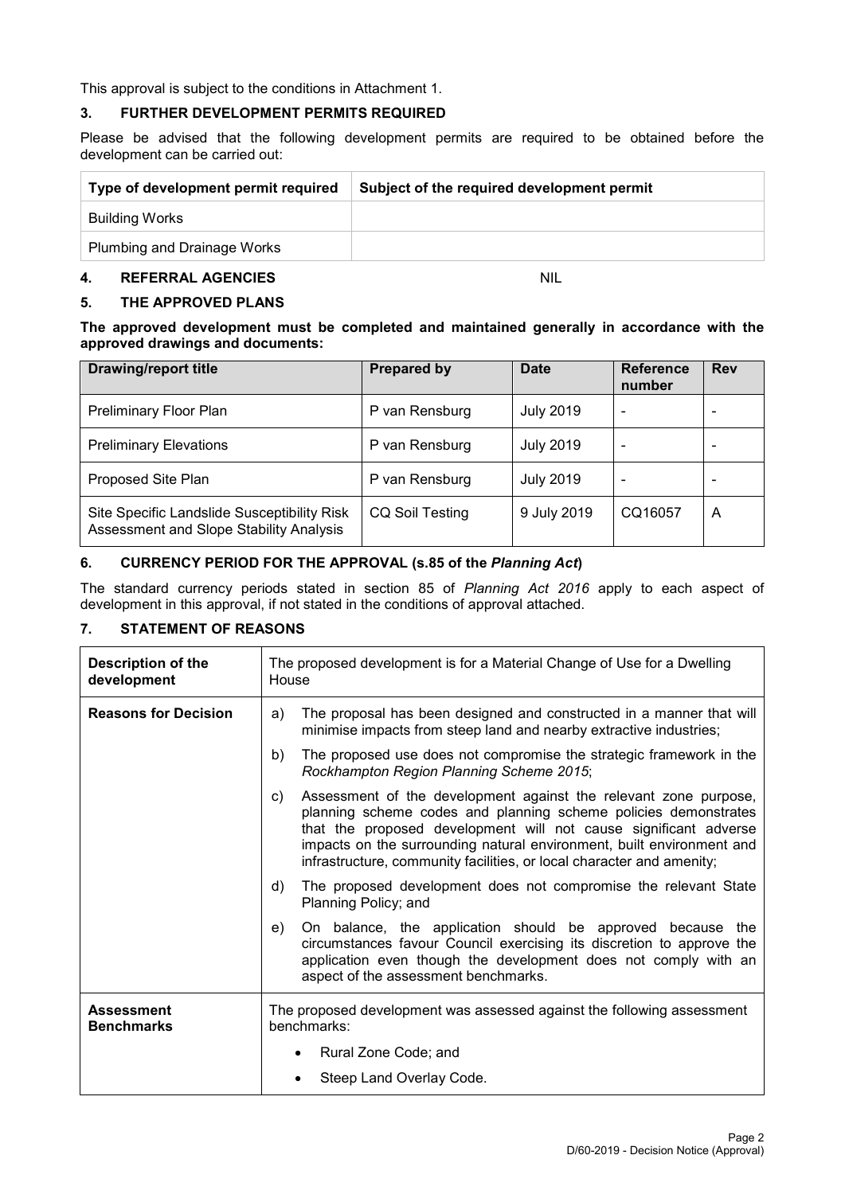This approval is subject to the conditions in Attachment 1.

## 3. FURTHER DEVELOPMENT PERMITS REQUIRED

Please be advised that the following development permits are required to be obtained before the development can be carried out:

| Type of development permit required | Subject of the required development permit |
|---|---|
| Building Works | |
| Plumbing and Drainage Works | |

## 4. REFERRAL AGENCIES NIL

## 5. THE APPROVED PLANS

**The approved development must be completed and maintained generally in accordance with the approved drawings and documents:**

| Drawing/report title | Prepared by | Date | Reference number | Rev |
|---|---|---|---|---|
| Preliminary Floor Plan | P van Rensburg | July 2019 | - | - |
| Preliminary Elevations | P van Rensburg | July 2019 | - | - |
| Proposed Site Plan | P van Rensburg | July 2019 | - | - |
| Site Specific Landslide Susceptibility Risk Assessment and Slope Stability Analysis | CQ Soil Testing | 9 July 2019 | CQ16057 | A |

## 6. CURRENCY PERIOD FOR THE APPROVAL (s.85 of the *Planning Act*)

The standard currency periods stated in section 85 of *Planning Act 2016* apply to each aspect of development in this approval, if not stated in the conditions of approval attached.

## 7. STATEMENT OF REASONS

| | |
|---|---|
| **Description of the development** | The proposed development is for a Material Change of Use for a Dwelling House |
| **Reasons for Decision** | a) The proposal has been designed and constructed in a manner that will minimise impacts from steep land and nearby extractive industries;<br>b) The proposed use does not compromise the strategic framework in the *Rockhampton Region Planning Scheme 2015*;<br>c) Assessment of the development against the relevant zone purpose, planning scheme codes and planning scheme policies demonstrates that the proposed development will not cause significant adverse impacts on the surrounding natural environment, built environment and infrastructure, community facilities, or local character and amenity;<br>d) The proposed development does not compromise the relevant State Planning Policy; and<br>e) On balance, the application should be approved because the circumstances favour Council exercising its discretion to approve the application even though the development does not comply with an aspect of the assessment benchmarks. |
| **Assessment Benchmarks** | The proposed development was assessed against the following assessment benchmarks:<br>• Rural Zone Code; and<br>• Steep Land Overlay Code. |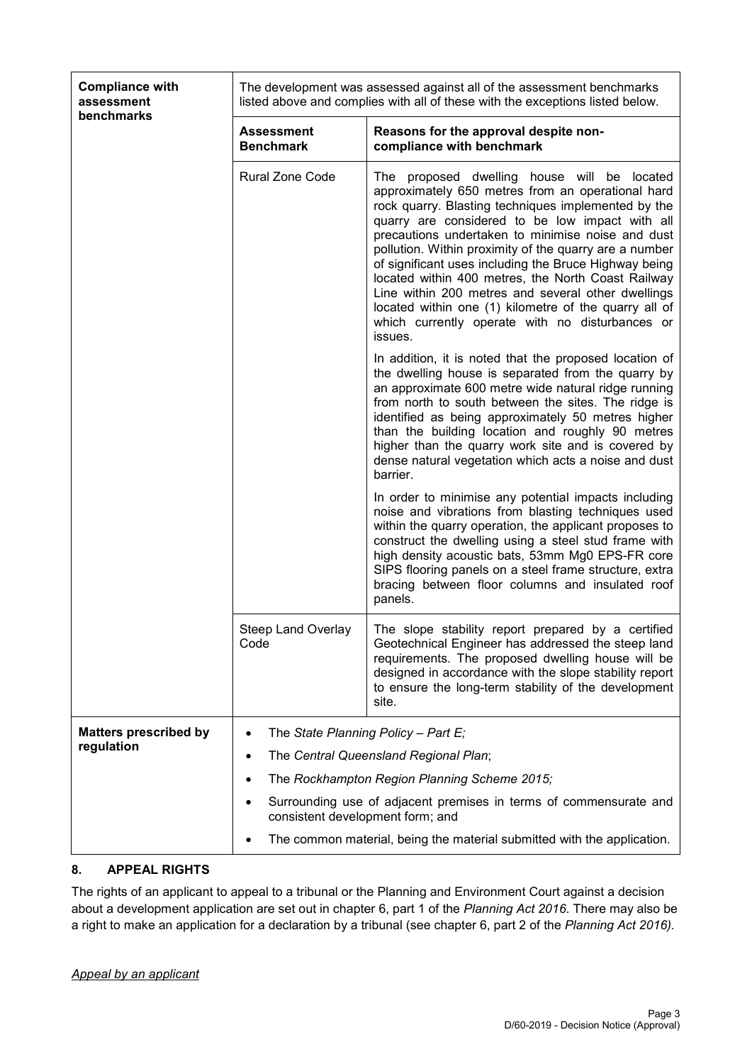| **Compliance with assessment benchmarks** | The development was assessed against all of the assessment benchmarks listed above and complies with all of these with the exceptions listed below. | |
|---|---|---|
| | **Assessment Benchmark** | **Reasons for the approval despite non-compliance with benchmark** |
| | Rural Zone Code | The proposed dwelling house will be located approximately 650 metres from an operational hard rock quarry. Blasting techniques implemented by the quarry are considered to be low impact with all precautions undertaken to minimise noise and dust pollution. Within proximity of the quarry are a number of significant uses including the Bruce Highway being located within 400 metres, the North Coast Railway Line within 200 metres and several other dwellings located within one (1) kilometre of the quarry all of which currently operate with no disturbances or issues.<br><br>In addition, it is noted that the proposed location of the dwelling house is separated from the quarry by an approximate 600 metre wide natural ridge running from north to south between the sites. The ridge is identified as being approximately 50 metres higher than the building location and roughly 90 metres higher than the quarry work site and is covered by dense natural vegetation which acts a noise and dust barrier.<br><br>In order to minimise any potential impacts including noise and vibrations from blasting techniques used within the quarry operation, the applicant proposes to construct the dwelling using a steel stud frame with high density acoustic bats, 53mm Mg0 EPS-FR core SIPS flooring panels on a steel frame structure, extra bracing between floor columns and insulated roof panels. |
| | Steep Land Overlay Code | The slope stability report prepared by a certified Geotechnical Engineer has addressed the steep land requirements. The proposed dwelling house will be designed in accordance with the slope stability report to ensure the long-term stability of the development site. |
| **Matters prescribed by regulation** | • The *State Planning Policy – Part E;*<br>• The *Central Queensland Regional Plan*;<br>• The *Rockhampton Region Planning Scheme 2015;*<br>• Surrounding use of adjacent premises in terms of commensurate and consistent development form; and<br>• The common material, being the material submitted with the application. | |

## 8. APPEAL RIGHTS

The rights of an applicant to appeal to a tribunal or the Planning and Environment Court against a decision about a development application are set out in chapter 6, part 1 of the *Planning Act 2016*. There may also be a right to make an application for a declaration by a tribunal (see chapter 6, part 2 of the *Planning Act 2016).*

*Appeal by an applicant*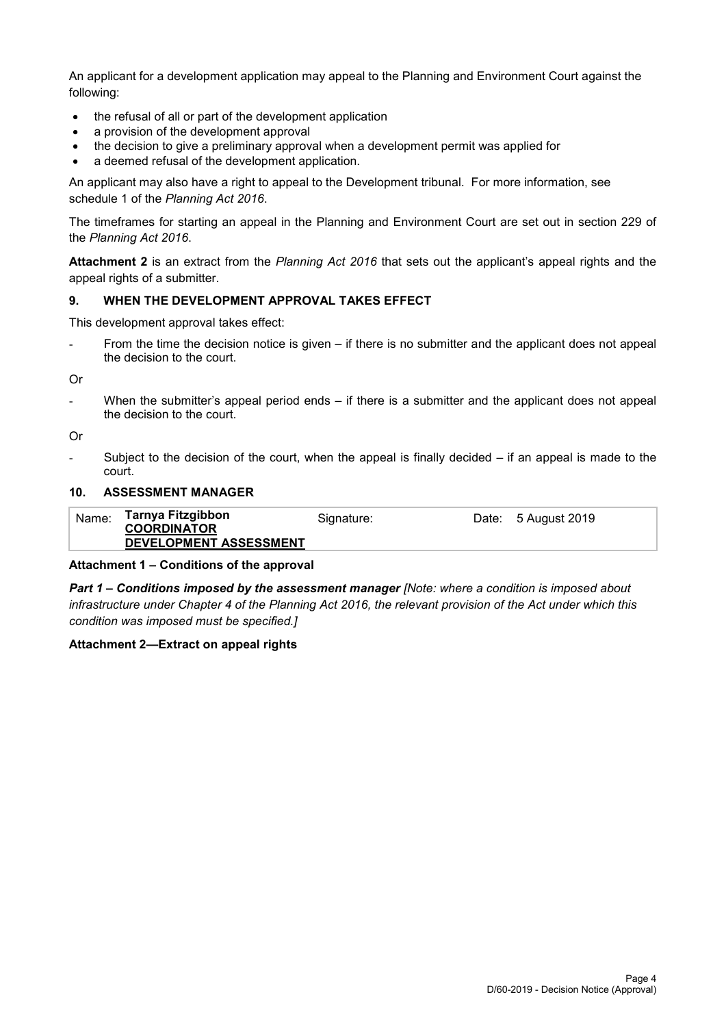An applicant for a development application may appeal to the Planning and Environment Court against the following:

- the refusal of all or part of the development application
- a provision of the development approval
- the decision to give a preliminary approval when a development permit was applied for
- a deemed refusal of the development application.

An applicant may also have a right to appeal to the Development tribunal. For more information, see schedule 1 of the *Planning Act 2016*.

The timeframes for starting an appeal in the Planning and Environment Court are set out in section 229 of the *Planning Act 2016*.

**Attachment 2** is an extract from the *Planning Act 2016* that sets out the applicant's appeal rights and the appeal rights of a submitter.

## 9. WHEN THE DEVELOPMENT APPROVAL TAKES EFFECT

This development approval takes effect:

- From the time the decision notice is given – if there is no submitter and the applicant does not appeal the decision to the court.

Or

- When the submitter's appeal period ends – if there is a submitter and the applicant does not appeal the decision to the court.

Or

- Subject to the decision of the court, when the appeal is finally decided – if an appeal is made to the court.

## 10. ASSESSMENT MANAGER

| Name: | Tarnya Fitzgibbon<br>COORDINATOR<br>DEVELOPMENT ASSESSMENT | Signature: | Date: 5 August 2019 |
|---|---|---|---|

**Attachment 1 – Conditions of the approval**

***Part 1 – Conditions imposed by the assessment manager*** *[Note: where a condition is imposed about infrastructure under Chapter 4 of the Planning Act 2016, the relevant provision of the Act under which this condition was imposed must be specified.]*

**Attachment 2—Extract on appeal rights**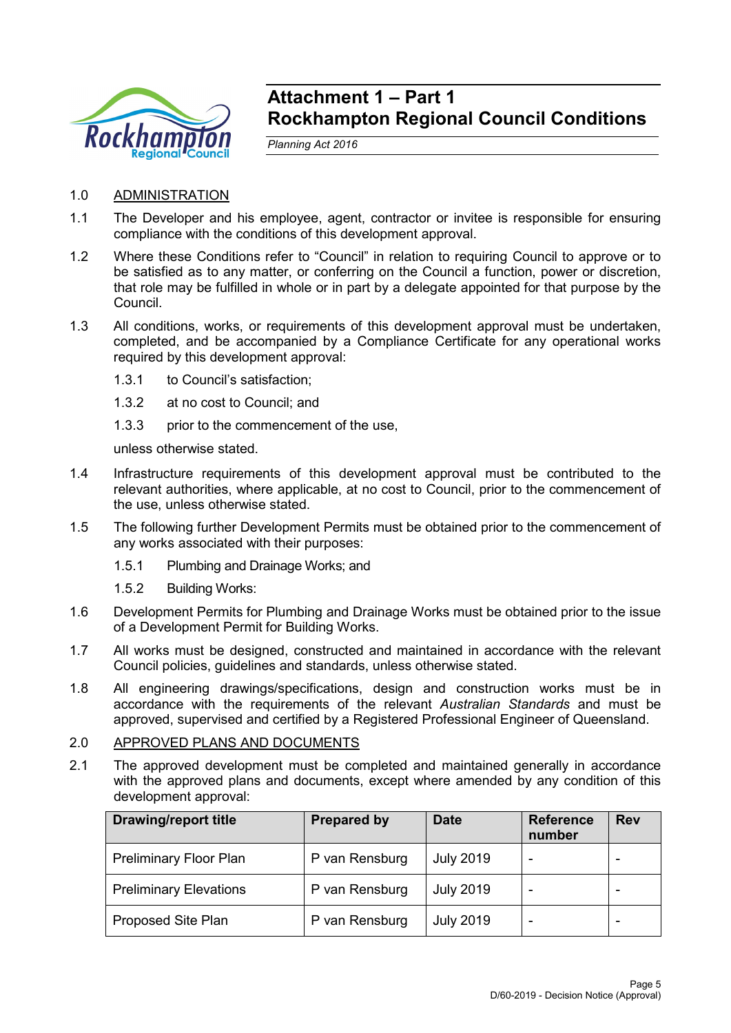# Attachment 1 – Part 1
# Rockhampton Regional Council Conditions

*Planning Act 2016*

1.0 ADMINISTRATION

1.1 The Developer and his employee, agent, contractor or invitee is responsible for ensuring compliance with the conditions of this development approval.

1.2 Where these Conditions refer to "Council" in relation to requiring Council to approve or to be satisfied as to any matter, or conferring on the Council a function, power or discretion, that role may be fulfilled in whole or in part by a delegate appointed for that purpose by the Council.

1.3 All conditions, works, or requirements of this development approval must be undertaken, completed, and be accompanied by a Compliance Certificate for any operational works required by this development approval:

1.3.1 to Council's satisfaction;

1.3.2 at no cost to Council; and

1.3.3 prior to the commencement of the use,

unless otherwise stated.

1.4 Infrastructure requirements of this development approval must be contributed to the relevant authorities, where applicable, at no cost to Council, prior to the commencement of the use, unless otherwise stated.

1.5 The following further Development Permits must be obtained prior to the commencement of any works associated with their purposes:

1.5.1 Plumbing and Drainage Works; and

1.5.2 Building Works:

1.6 Development Permits for Plumbing and Drainage Works must be obtained prior to the issue of a Development Permit for Building Works.

1.7 All works must be designed, constructed and maintained in accordance with the relevant Council policies, guidelines and standards, unless otherwise stated.

1.8 All engineering drawings/specifications, design and construction works must be in accordance with the requirements of the relevant *Australian Standards* and must be approved, supervised and certified by a Registered Professional Engineer of Queensland.

2.0 APPROVED PLANS AND DOCUMENTS

2.1 The approved development must be completed and maintained generally in accordance with the approved plans and documents, except where amended by any condition of this development approval:

| Drawing/report title | Prepared by | Date | Reference number | Rev |
|---|---|---|---|---|
| Preliminary Floor Plan | P van Rensburg | July 2019 | - | - |
| Preliminary Elevations | P van Rensburg | July 2019 | - | - |
| Proposed Site Plan | P van Rensburg | July 2019 | - | - |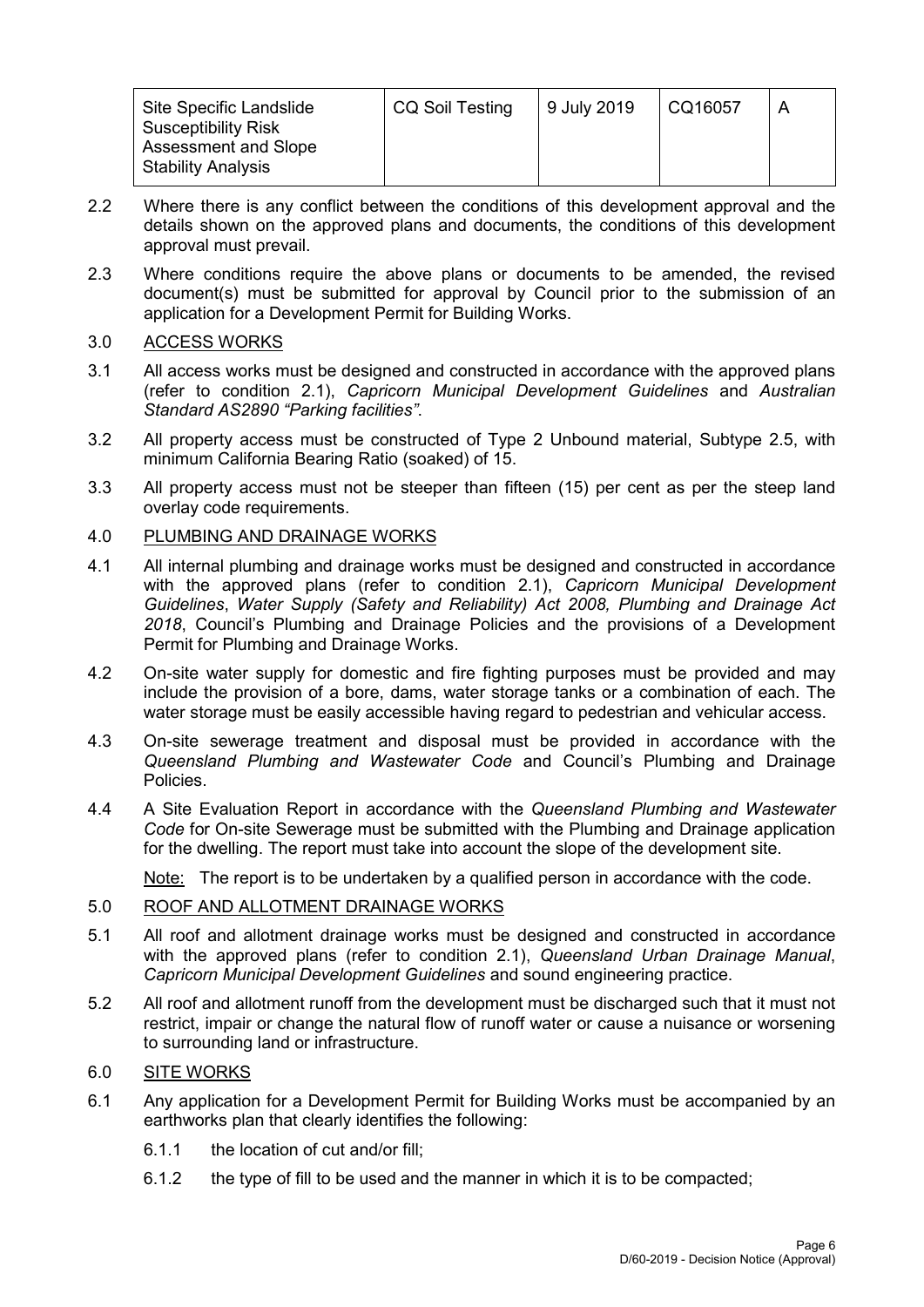| Site Specific Landslide Susceptibility Risk Assessment and Slope Stability Analysis | CQ Soil Testing | 9 July 2019 | CQ16057 | A |
|---|---|---|---|---|

2.2 Where there is any conflict between the conditions of this development approval and the details shown on the approved plans and documents, the conditions of this development approval must prevail.

2.3 Where conditions require the above plans or documents to be amended, the revised document(s) must be submitted for approval by Council prior to the submission of an application for a Development Permit for Building Works.

3.0 ACCESS WORKS

3.1 All access works must be designed and constructed in accordance with the approved plans (refer to condition 2.1), *Capricorn Municipal Development Guidelines* and *Australian Standard AS2890 "Parking facilities"*.

3.2 All property access must be constructed of Type 2 Unbound material, Subtype 2.5, with minimum California Bearing Ratio (soaked) of 15.

3.3 All property access must not be steeper than fifteen (15) per cent as per the steep land overlay code requirements.

4.0 PLUMBING AND DRAINAGE WORKS

4.1 All internal plumbing and drainage works must be designed and constructed in accordance with the approved plans (refer to condition 2.1), *Capricorn Municipal Development Guidelines*, *Water Supply (Safety and Reliability) Act 2008, Plumbing and Drainage Act 2018*, Council's Plumbing and Drainage Policies and the provisions of a Development Permit for Plumbing and Drainage Works.

4.2 On-site water supply for domestic and fire fighting purposes must be provided and may include the provision of a bore, dams, water storage tanks or a combination of each. The water storage must be easily accessible having regard to pedestrian and vehicular access.

4.3 On-site sewerage treatment and disposal must be provided in accordance with the *Queensland Plumbing and Wastewater Code* and Council's Plumbing and Drainage Policies.

4.4 A Site Evaluation Report in accordance with the *Queensland Plumbing and Wastewater Code* for On-site Sewerage must be submitted with the Plumbing and Drainage application for the dwelling. The report must take into account the slope of the development site.

Note: The report is to be undertaken by a qualified person in accordance with the code.

5.0 ROOF AND ALLOTMENT DRAINAGE WORKS

5.1 All roof and allotment drainage works must be designed and constructed in accordance with the approved plans (refer to condition 2.1), *Queensland Urban Drainage Manual*, *Capricorn Municipal Development Guidelines* and sound engineering practice.

5.2 All roof and allotment runoff from the development must be discharged such that it must not restrict, impair or change the natural flow of runoff water or cause a nuisance or worsening to surrounding land or infrastructure.

6.0 SITE WORKS

6.1 Any application for a Development Permit for Building Works must be accompanied by an earthworks plan that clearly identifies the following:

6.1.1 the location of cut and/or fill;

6.1.2 the type of fill to be used and the manner in which it is to be compacted;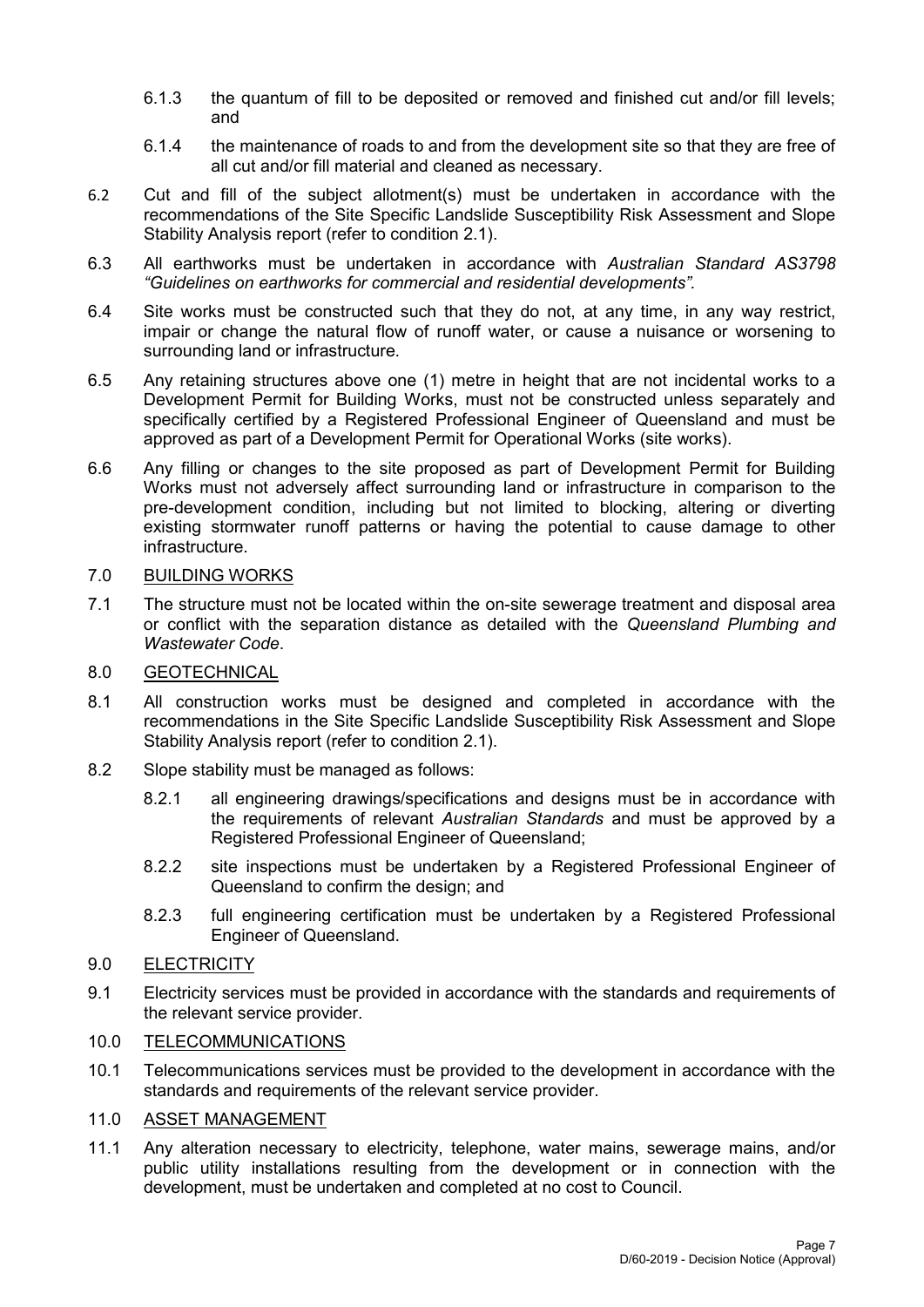6.1.3 the quantum of fill to be deposited or removed and finished cut and/or fill levels; and

6.1.4 the maintenance of roads to and from the development site so that they are free of all cut and/or fill material and cleaned as necessary.

6.2 Cut and fill of the subject allotment(s) must be undertaken in accordance with the recommendations of the Site Specific Landslide Susceptibility Risk Assessment and Slope Stability Analysis report (refer to condition 2.1).

6.3 All earthworks must be undertaken in accordance with *Australian Standard AS3798 "Guidelines on earthworks for commercial and residential developments".*

6.4 Site works must be constructed such that they do not, at any time, in any way restrict, impair or change the natural flow of runoff water, or cause a nuisance or worsening to surrounding land or infrastructure.

6.5 Any retaining structures above one (1) metre in height that are not incidental works to a Development Permit for Building Works, must not be constructed unless separately and specifically certified by a Registered Professional Engineer of Queensland and must be approved as part of a Development Permit for Operational Works (site works).

6.6 Any filling or changes to the site proposed as part of Development Permit for Building Works must not adversely affect surrounding land or infrastructure in comparison to the pre-development condition, including but not limited to blocking, altering or diverting existing stormwater runoff patterns or having the potential to cause damage to other infrastructure.

7.0 BUILDING WORKS

7.1 The structure must not be located within the on-site sewerage treatment and disposal area or conflict with the separation distance as detailed with the *Queensland Plumbing and Wastewater Code*.

8.0 GEOTECHNICAL

8.1 All construction works must be designed and completed in accordance with the recommendations in the Site Specific Landslide Susceptibility Risk Assessment and Slope Stability Analysis report (refer to condition 2.1).

8.2 Slope stability must be managed as follows:

8.2.1 all engineering drawings/specifications and designs must be in accordance with the requirements of relevant *Australian Standards* and must be approved by a Registered Professional Engineer of Queensland;

8.2.2 site inspections must be undertaken by a Registered Professional Engineer of Queensland to confirm the design; and

8.2.3 full engineering certification must be undertaken by a Registered Professional Engineer of Queensland.

9.0 ELECTRICITY

9.1 Electricity services must be provided in accordance with the standards and requirements of the relevant service provider.

10.0 TELECOMMUNICATIONS

10.1 Telecommunications services must be provided to the development in accordance with the standards and requirements of the relevant service provider.

11.0 ASSET MANAGEMENT

11.1 Any alteration necessary to electricity, telephone, water mains, sewerage mains, and/or public utility installations resulting from the development or in connection with the development, must be undertaken and completed at no cost to Council.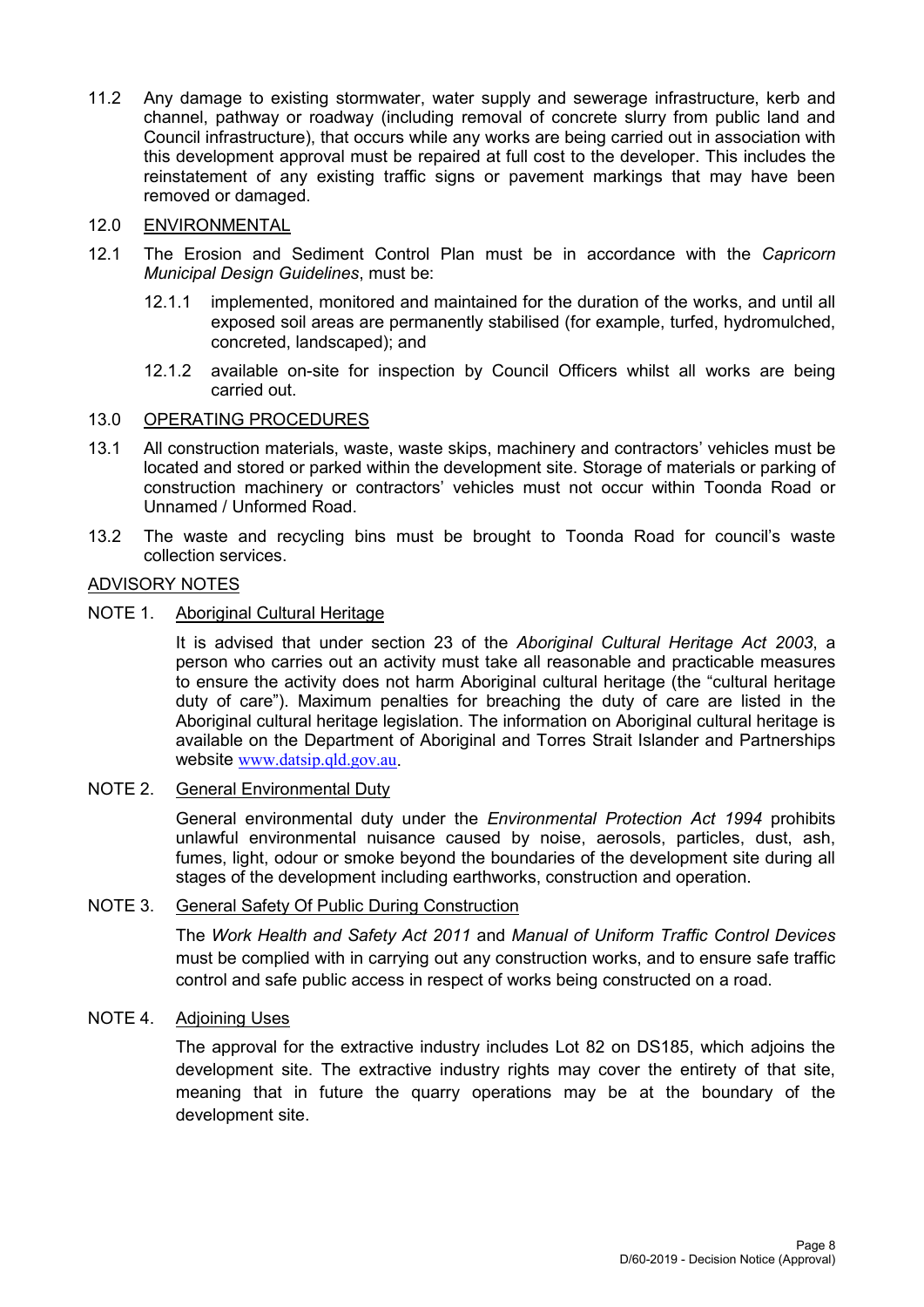11.2 Any damage to existing stormwater, water supply and sewerage infrastructure, kerb and channel, pathway or roadway (including removal of concrete slurry from public land and Council infrastructure), that occurs while any works are being carried out in association with this development approval must be repaired at full cost to the developer. This includes the reinstatement of any existing traffic signs or pavement markings that may have been removed or damaged.

## 12.0 ENVIRONMENTAL

12.1 The Erosion and Sediment Control Plan must be in accordance with the *Capricorn Municipal Design Guidelines*, must be:

- 12.1.1 implemented, monitored and maintained for the duration of the works, and until all exposed soil areas are permanently stabilised (for example, turfed, hydromulched, concreted, landscaped); and
- 12.1.2 available on-site for inspection by Council Officers whilst all works are being carried out.

## 13.0 OPERATING PROCEDURES

13.1 All construction materials, waste, waste skips, machinery and contractors' vehicles must be located and stored or parked within the development site. Storage of materials or parking of construction machinery or contractors' vehicles must not occur within Toonda Road or Unnamed / Unformed Road.

13.2 The waste and recycling bins must be brought to Toonda Road for council's waste collection services.

## ADVISORY NOTES

### NOTE 1. Aboriginal Cultural Heritage

It is advised that under section 23 of the *Aboriginal Cultural Heritage Act 2003*, a person who carries out an activity must take all reasonable and practicable measures to ensure the activity does not harm Aboriginal cultural heritage (the "cultural heritage duty of care"). Maximum penalties for breaching the duty of care are listed in the Aboriginal cultural heritage legislation. The information on Aboriginal cultural heritage is available on the Department of Aboriginal and Torres Strait Islander and Partnerships website www.datsip.qld.gov.au.

### NOTE 2. General Environmental Duty

General environmental duty under the *Environmental Protection Act 1994* prohibits unlawful environmental nuisance caused by noise, aerosols, particles, dust, ash, fumes, light, odour or smoke beyond the boundaries of the development site during all stages of the development including earthworks, construction and operation.

### NOTE 3. General Safety Of Public During Construction

The *Work Health and Safety Act 2011* and *Manual of Uniform Traffic Control Devices* must be complied with in carrying out any construction works, and to ensure safe traffic control and safe public access in respect of works being constructed on a road.

### NOTE 4. Adjoining Uses

The approval for the extractive industry includes Lot 82 on DS185, which adjoins the development site. The extractive industry rights may cover the entirety of that site, meaning that in future the quarry operations may be at the boundary of the development site.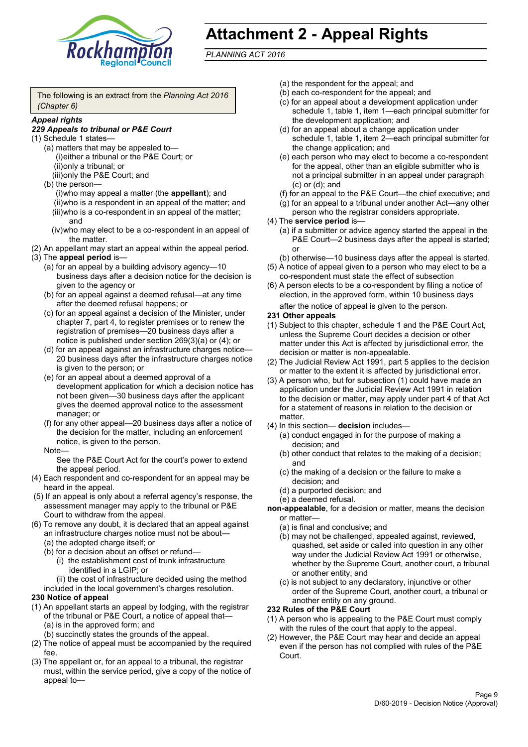# Attachment 2 - Appeal Rights

*PLANNING ACT 2016*

The following is an extract from the *Planning Act 2016 (Chapter 6)*

***Appeal rights***

***229 Appeals to tribunal or P&E Court***

(1) Schedule 1 states—

- (a) matters that may be appealed to—
  - (i) either a tribunal or the P&E Court; or
  - (ii) only a tribunal; or
  - (iii) only the P&E Court; and
- (b) the person—
  - (i) who may appeal a matter (the **appellant**); and
  - (ii) who is a respondent in an appeal of the matter; and
  - (iii) who is a co-respondent in an appeal of the matter; and
  - (iv) who may elect to be a co-respondent in an appeal of the matter.

(2) An appellant may start an appeal within the appeal period.

(3) The **appeal period** is—

- (a) for an appeal by a building advisory agency—10 business days after a decision notice for the decision is given to the agency or
- (b) for an appeal against a deemed refusal—at any time after the deemed refusal happens; or
- (c) for an appeal against a decision of the Minister, under chapter 7, part 4, to register premises or to renew the registration of premises—20 business days after a notice is published under section 269(3)(a) or (4); or
- (d) for an appeal against an infrastructure charges notice—20 business days after the infrastructure charges notice is given to the person; or
- (e) for an appeal about a deemed approval of a development application for which a decision notice has not been given—30 business days after the applicant gives the deemed approval notice to the assessment manager; or
- (f) for any other appeal—20 business days after a notice of the decision for the matter, including an enforcement notice, is given to the person.

Note—

See the P&E Court Act for the court's power to extend the appeal period.

(4) Each respondent and co-respondent for an appeal may be heard in the appeal.

(5) If an appeal is only about a referral agency's response, the assessment manager may apply to the tribunal or P&E Court to withdraw from the appeal.

(6) To remove any doubt, it is declared that an appeal against an infrastructure charges notice must not be about—

- (a) the adopted charge itself; or
- (b) for a decision about an offset or refund—
  - (i) the establishment cost of trunk infrastructure identified in a LGIP; or
  - (ii) the cost of infrastructure decided using the method included in the local government's charges resolution.

**230 Notice of appeal**

(1) An appellant starts an appeal by lodging, with the registrar of the tribunal or P&E Court, a notice of appeal that—

- (a) is in the approved form; and
- (b) succinctly states the grounds of the appeal.

(2) The notice of appeal must be accompanied by the required fee.

(3) The appellant or, for an appeal to a tribunal, the registrar must, within the service period, give a copy of the notice of appeal to—

- (a) the respondent for the appeal; and
- (b) each co-respondent for the appeal; and
- (c) for an appeal about a development application under schedule 1, table 1, item 1—each principal submitter for the development application; and
- (d) for an appeal about a change application under schedule 1, table 1, item 2—each principal submitter for the change application; and
- (e) each person who may elect to become a co-respondent for the appeal, other than an eligible submitter who is not a principal submitter in an appeal under paragraph (c) or (d); and
- (f) for an appeal to the P&E Court—the chief executive; and
- (g) for an appeal to a tribunal under another Act—any other person who the registrar considers appropriate.

(4) The **service period** is—

- (a) if a submitter or advice agency started the appeal in the P&E Court—2 business days after the appeal is started; or
- (b) otherwise—10 business days after the appeal is started.

(5) A notice of appeal given to a person who may elect to be a co-respondent must state the effect of subsection

(6) A person elects to be a co-respondent by filing a notice of election, in the approved form, within 10 business days after the notice of appeal is given to the person.

**231 Other appeals**

(1) Subject to this chapter, schedule 1 and the P&E Court Act, unless the Supreme Court decides a decision or other matter under this Act is affected by jurisdictional error, the decision or matter is non-appealable.

(2) The Judicial Review Act 1991, part 5 applies to the decision or matter to the extent it is affected by jurisdictional error.

(3) A person who, but for subsection (1) could have made an application under the Judicial Review Act 1991 in relation to the decision or matter, may apply under part 4 of that Act for a statement of reasons in relation to the decision or matter.

(4) In this section— **decision** includes—

- (a) conduct engaged in for the purpose of making a decision; and
- (b) other conduct that relates to the making of a decision; and
- (c) the making of a decision or the failure to make a decision; and
- (d) a purported decision; and
- (e) a deemed refusal.

**non-appealable**, for a decision or matter, means the decision or matter—

- (a) is final and conclusive; and
- (b) may not be challenged, appealed against, reviewed, quashed, set aside or called into question in any other way under the Judicial Review Act 1991 or otherwise, whether by the Supreme Court, another court, a tribunal or another entity; and
- (c) is not subject to any declaratory, injunctive or other order of the Supreme Court, another court, a tribunal or another entity on any ground.

**232 Rules of the P&E Court**

(1) A person who is appealing to the P&E Court must comply with the rules of the court that apply to the appeal.

(2) However, the P&E Court may hear and decide an appeal even if the person has not complied with rules of the P&E Court.

D/60-2019 - Decision Notice (Approval)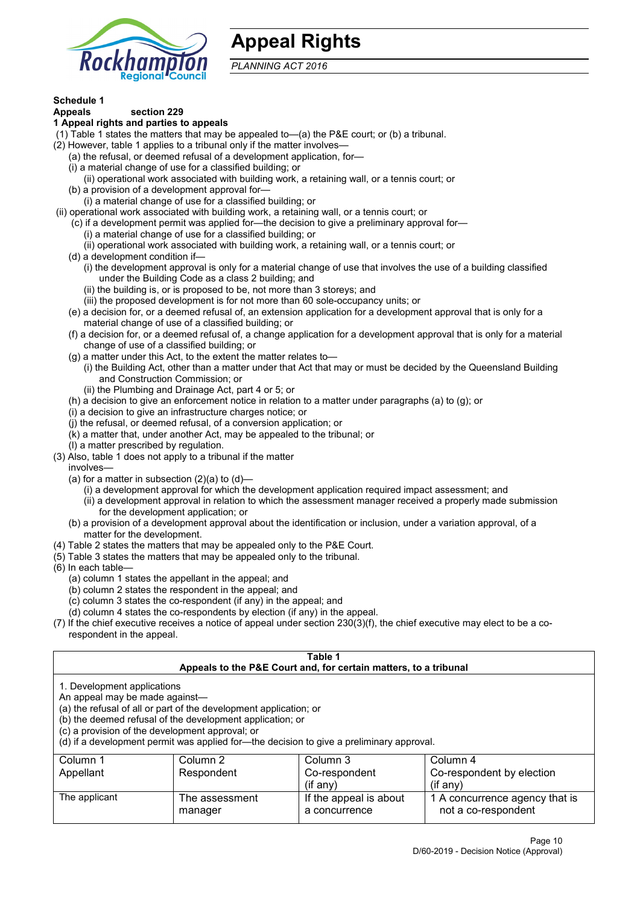# Appeal Rights

*PLANNING ACT 2016*

**Schedule 1**

**Appeals section 229**

**1 Appeal rights and parties to appeals**

(1) Table 1 states the matters that may be appealed to—(a) the P&E court; or (b) a tribunal.

(2) However, table 1 applies to a tribunal only if the matter involves—

(a) the refusal, or deemed refusal of a development application, for—

(i) a material change of use for a classified building; or

(ii) operational work associated with building work, a retaining wall, or a tennis court; or

(b) a provision of a development approval for—

(i) a material change of use for a classified building; or

(ii) operational work associated with building work, a retaining wall, or a tennis court; or

(c) if a development permit was applied for—the decision to give a preliminary approval for—

(i) a material change of use for a classified building; or

(ii) operational work associated with building work, a retaining wall, or a tennis court; or

(d) a development condition if—

(i) the development approval is only for a material change of use that involves the use of a building classified under the Building Code as a class 2 building; and

(ii) the building is, or is proposed to be, not more than 3 storeys; and

(iii) the proposed development is for not more than 60 sole-occupancy units; or

(e) a decision for, or a deemed refusal of, an extension application for a development approval that is only for a material change of use of a classified building; or

(f) a decision for, or a deemed refusal of, a change application for a development approval that is only for a material change of use of a classified building; or

(g) a matter under this Act, to the extent the matter relates to—

(i) the Building Act, other than a matter under that Act that may or must be decided by the Queensland Building and Construction Commission; or

(ii) the Plumbing and Drainage Act, part 4 or 5; or

(h) a decision to give an enforcement notice in relation to a matter under paragraphs (a) to (g); or

(i) a decision to give an infrastructure charges notice; or

(j) the refusal, or deemed refusal, of a conversion application; or

(k) a matter that, under another Act, may be appealed to the tribunal; or

(l) a matter prescribed by regulation.

(3) Also, table 1 does not apply to a tribunal if the matter involves—

(a) for a matter in subsection (2)(a) to (d)—

(i) a development approval for which the development application required impact assessment; and

(ii) a development approval in relation to which the assessment manager received a properly made submission for the development application; or

(b) a provision of a development approval about the identification or inclusion, under a variation approval, of a matter for the development.

(4) Table 2 states the matters that may be appealed only to the P&E Court.

(5) Table 3 states the matters that may be appealed only to the tribunal.

(6) In each table—

(a) column 1 states the appellant in the appeal; and

(b) column 2 states the respondent in the appeal; and

(c) column 3 states the co-respondent (if any) in the appeal; and

(d) column 4 states the co-respondents by election (if any) in the appeal.

(7) If the chief executive receives a notice of appeal under section 230(3)(f), the chief executive may elect to be a co-respondent in the appeal.

**Table 1**
**Appeals to the P&E Court and, for certain matters, to a tribunal**

1. Development applications
An appeal may be made against—
(a) the refusal of all or part of the development application; or
(b) the deemed refusal of the development application; or
(c) a provision of the development approval; or
(d) if a development permit was applied for—the decision to give a preliminary approval.

| Column 1<br>Appellant | Column 2<br>Respondent | Column 3<br>Co-respondent<br>(if any) | Column 4<br>Co-respondent by election<br>(if any) |
|---|---|---|---|
| The applicant | The assessment manager | If the appeal is about a concurrence | 1 A concurrence agency that is not a co-respondent |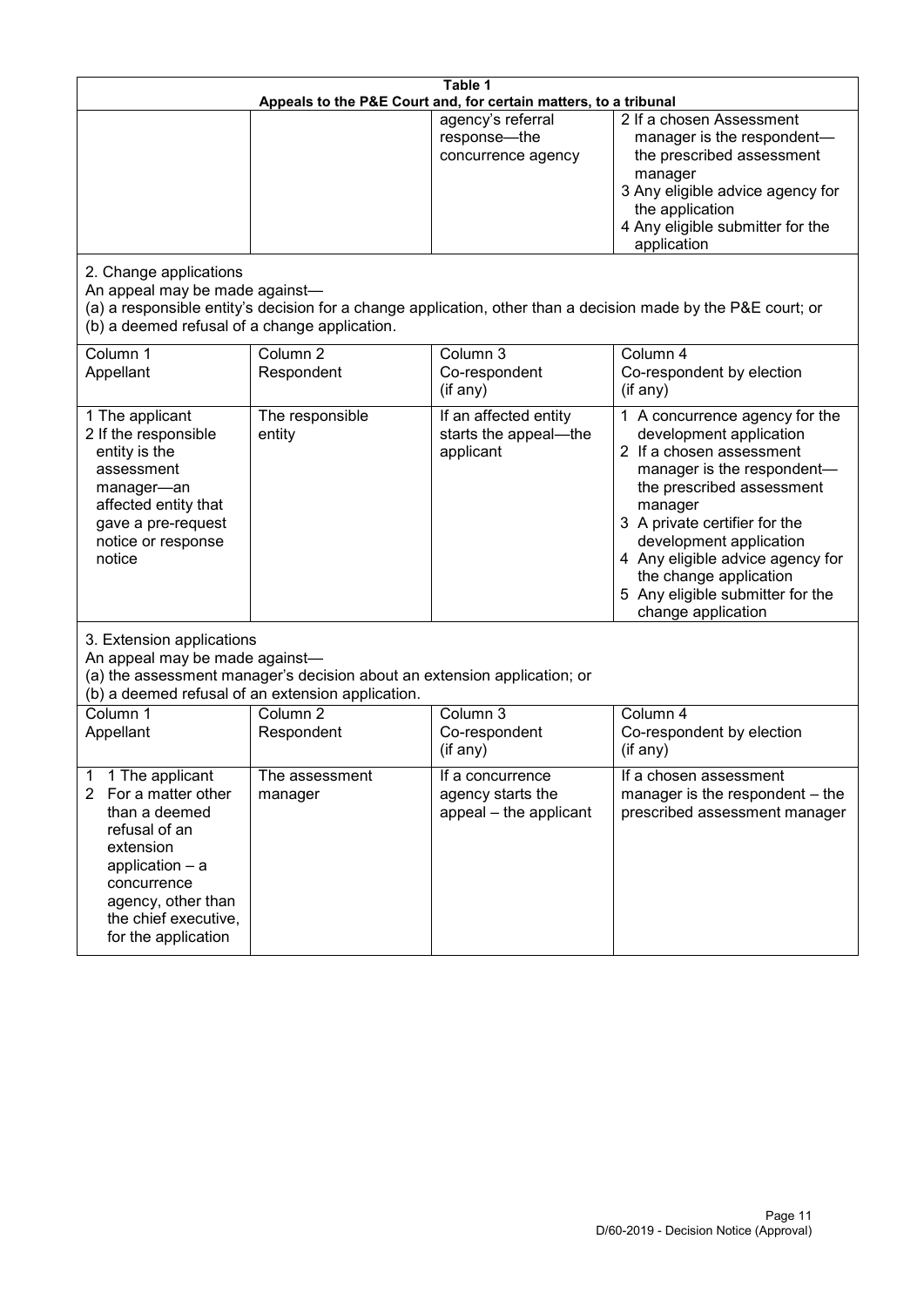**Table 1**
**Appeals to the P&E Court and, for certain matters, to a tribunal**

| | | | |
|---|---|---|---|
| | | agency's referral response—the concurrence agency | 2 If a chosen Assessment manager is the respondent—the prescribed assessment manager<br>3 Any eligible advice agency for the application<br>4 Any eligible submitter for the application |

2. Change applications

An appeal may be made against—
(a) a responsible entity's decision for a change application, other than a decision made by the P&E court; or
(b) a deemed refusal of a change application.

| Column 1<br>Appellant | Column 2<br>Respondent | Column 3<br>Co-respondent<br>(if any) | Column 4<br>Co-respondent by election<br>(if any) |
|---|---|---|---|
| 1 The applicant<br>2 If the responsible entity is the assessment manager—an affected entity that gave a pre-request notice or response notice | The responsible entity | If an affected entity starts the appeal—the applicant | 1 A concurrence agency for the development application<br>2 If a chosen assessment manager is the respondent—the prescribed assessment manager<br>3 A private certifier for the development application<br>4 Any eligible advice agency for the change application<br>5 Any eligible submitter for the change application |

3. Extension applications

An appeal may be made against—
(a) the assessment manager's decision about an extension application; or
(b) a deemed refusal of an extension application.

| Column 1<br>Appellant | Column 2<br>Respondent | Column 3<br>Co-respondent<br>(if any) | Column 4<br>Co-respondent by election<br>(if any) |
|---|---|---|---|
| 1 1 The applicant<br>2 For a matter other than a deemed refusal of an extension application – a concurrence agency, other than the chief executive, for the application | The assessment manager | If a concurrence agency starts the appeal – the applicant | If a chosen assessment manager is the respondent – the prescribed assessment manager |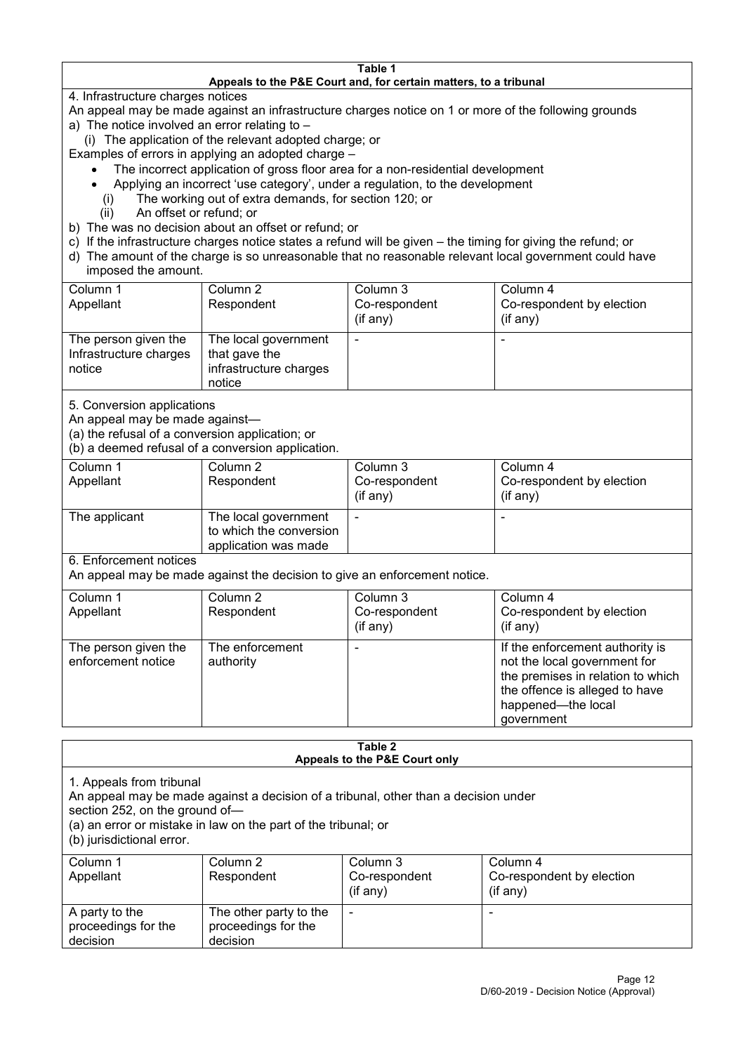| Table 1 | | | |
|---|---|---|---|
| **Appeals to the P&E Court and, for certain matters, to a tribunal** | | | |

4. Infrastructure charges notices

An appeal may be made against an infrastructure charges notice on 1 or more of the following grounds

a) The notice involved an error relating to –

(i) The application of the relevant adopted charge; or

Examples of errors in applying an adopted charge –

- The incorrect application of gross floor area for a non-residential development
- Applying an incorrect 'use category', under a regulation, to the development

(i) The working out of extra demands, for section 120; or

(ii) An offset or refund; or

b) The was no decision about an offset or refund; or

c) If the infrastructure charges notice states a refund will be given – the timing for giving the refund; or

d) The amount of the charge is so unreasonable that no reasonable relevant local government could have imposed the amount.

| Column 1<br>Appellant | Column 2<br>Respondent | Column 3<br>Co-respondent<br>(if any) | Column 4<br>Co-respondent by election<br>(if any) |
|---|---|---|---|
| The person given the Infrastructure charges notice | The local government that gave the infrastructure charges notice | - | - |

5. Conversion applications

An appeal may be made against—

(a) the refusal of a conversion application; or

(b) a deemed refusal of a conversion application.

| Column 1<br>Appellant | Column 2<br>Respondent | Column 3<br>Co-respondent<br>(if any) | Column 4<br>Co-respondent by election<br>(if any) |
|---|---|---|---|
| The applicant | The local government to which the conversion application was made | - | - |

6. Enforcement notices

An appeal may be made against the decision to give an enforcement notice.

| Column 1<br>Appellant | Column 2<br>Respondent | Column 3<br>Co-respondent<br>(if any) | Column 4<br>Co-respondent by election<br>(if any) |
|---|---|---|---|
| The person given the enforcement notice | The enforcement authority | - | If the enforcement authority is not the local government for the premises in relation to which the offence is alleged to have happened—the local government |

| Table 2 | | | |
|---|---|---|---|
| **Appeals to the P&E Court only** | | | |

1. Appeals from tribunal

An appeal may be made against a decision of a tribunal, other than a decision under section 252, on the ground of—

(a) an error or mistake in law on the part of the tribunal; or

(b) jurisdictional error.

| Column 1<br>Appellant | Column 2<br>Respondent | Column 3<br>Co-respondent<br>(if any) | Column 4<br>Co-respondent by election<br>(if any) |
|---|---|---|---|
| A party to the proceedings for the decision | The other party to the proceedings for the decision | - | - |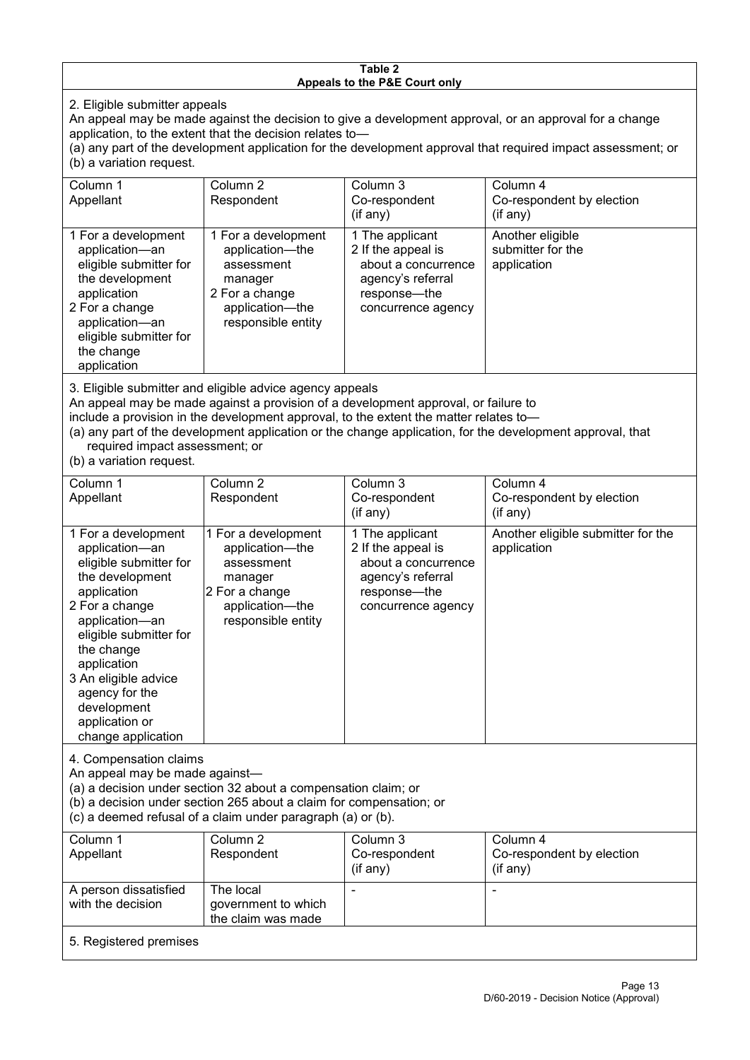**Table 2**
**Appeals to the P&E Court only**

2. Eligible submitter appeals

An appeal may be made against the decision to give a development approval, or an approval for a change application, to the extent that the decision relates to—

(a) any part of the development application for the development approval that required impact assessment; or

(b) a variation request.

| Column 1 Appellant | Column 2 Respondent | Column 3 Co-respondent (if any) | Column 4 Co-respondent by election (if any) |
|---|---|---|---|
| 1 For a development application—an eligible submitter for the development application<br>2 For a change application—an eligible submitter for the change application | 1 For a development application—the assessment manager<br>2 For a change application—the responsible entity | 1 The applicant<br>2 If the appeal is about a concurrence agency's referral response—the concurrence agency | Another eligible submitter for the application |

3. Eligible submitter and eligible advice agency appeals

An appeal may be made against a provision of a development approval, or failure to include a provision in the development approval, to the extent the matter relates to—

(a) any part of the development application or the change application, for the development approval, that required impact assessment; or

(b) a variation request.

| Column 1 Appellant | Column 2 Respondent | Column 3 Co-respondent (if any) | Column 4 Co-respondent by election (if any) |
|---|---|---|---|
| 1 For a development application—an eligible submitter for the development application<br>2 For a change application—an eligible submitter for the change application<br>3 An eligible advice agency for the development application or change application | 1 For a development application—the assessment manager<br>2 For a change application—the responsible entity | 1 The applicant<br>2 If the appeal is about a concurrence agency's referral response—the concurrence agency | Another eligible submitter for the application |

4. Compensation claims

An appeal may be made against—

(a) a decision under section 32 about a compensation claim; or

(b) a decision under section 265 about a claim for compensation; or

(c) a deemed refusal of a claim under paragraph (a) or (b).

| Column 1 Appellant | Column 2 Respondent | Column 3 Co-respondent (if any) | Column 4 Co-respondent by election (if any) |
|---|---|---|---|
| A person dissatisfied with the decision | The local government to which the claim was made | - | - |

5. Registered premises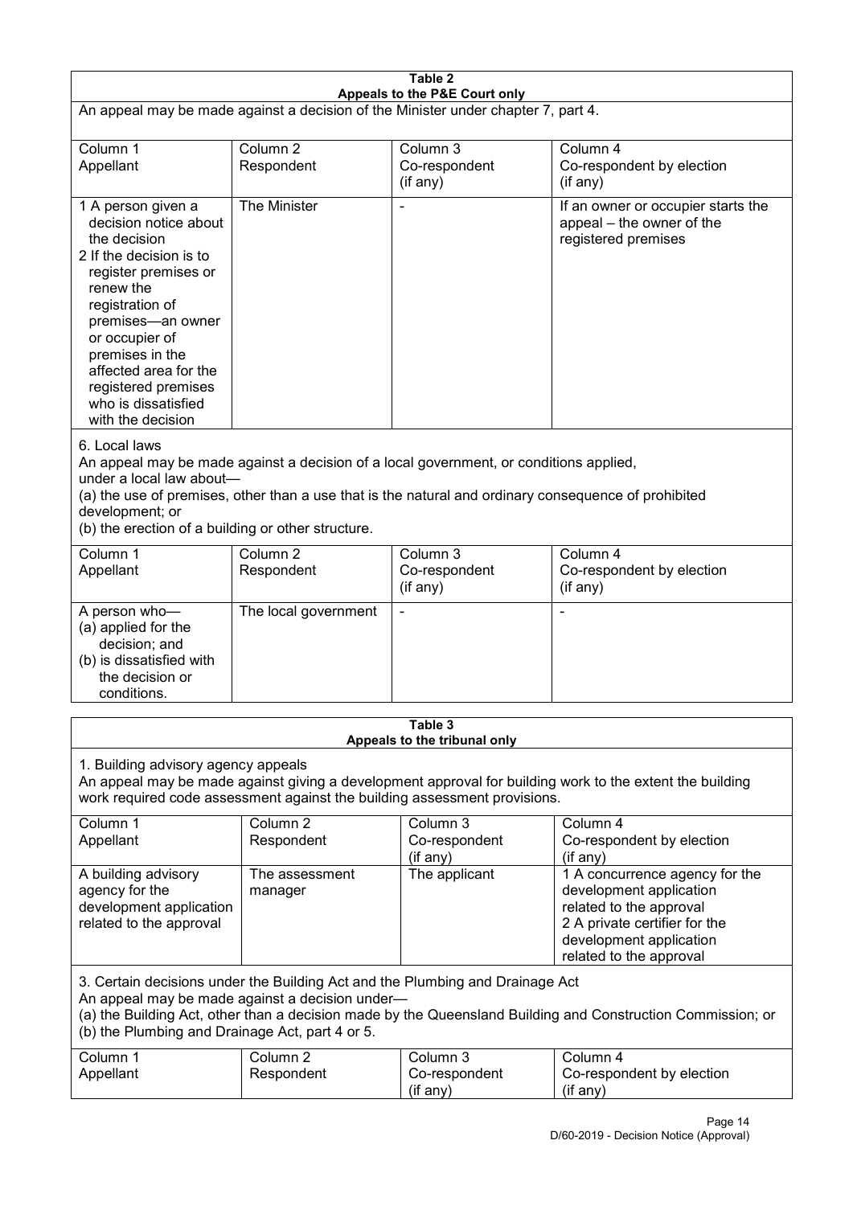**Table 2**
**Appeals to the P&E Court only**

An appeal may be made against a decision of the Minister under chapter 7, part 4.

| Column 1<br>Appellant | Column 2<br>Respondent | Column 3<br>Co-respondent<br>(if any) | Column 4<br>Co-respondent by election<br>(if any) |
| --- | --- | --- | --- |
| 1 A person given a decision notice about the decision<br>2 If the decision is to register premises or renew the registration of premises—an owner or occupier of premises in the affected area for the registered premises who is dissatisfied with the decision | The Minister | - | If an owner or occupier starts the appeal – the owner of the registered premises |

6. Local laws

An appeal may be made against a decision of a local government, or conditions applied, under a local law about—

(a) the use of premises, other than a use that is the natural and ordinary consequence of prohibited development; or

(b) the erection of a building or other structure.

| Column 1<br>Appellant | Column 2<br>Respondent | Column 3<br>Co-respondent<br>(if any) | Column 4<br>Co-respondent by election<br>(if any) |
| --- | --- | --- | --- |
| A person who—<br>(a) applied for the decision; and<br>(b) is dissatisfied with the decision or conditions. | The local government | - | - |

**Table 3**
**Appeals to the tribunal only**

1. Building advisory agency appeals

An appeal may be made against giving a development approval for building work to the extent the building work required code assessment against the building assessment provisions.

| Column 1<br>Appellant | Column 2<br>Respondent | Column 3<br>Co-respondent<br>(if any) | Column 4<br>Co-respondent by election<br>(if any) |
| --- | --- | --- | --- |
| A building advisory agency for the development application related to the approval | The assessment manager | The applicant | 1 A concurrence agency for the development application related to the approval<br>2 A private certifier for the development application related to the approval |

3. Certain decisions under the Building Act and the Plumbing and Drainage Act

An appeal may be made against a decision under—

(a) the Building Act, other than a decision made by the Queensland Building and Construction Commission; or

(b) the Plumbing and Drainage Act, part 4 or 5.

| Column 1<br>Appellant | Column 2<br>Respondent | Column 3<br>Co-respondent<br>(if any) | Column 4<br>Co-respondent by election<br>(if any) |
| --- | --- | --- | --- |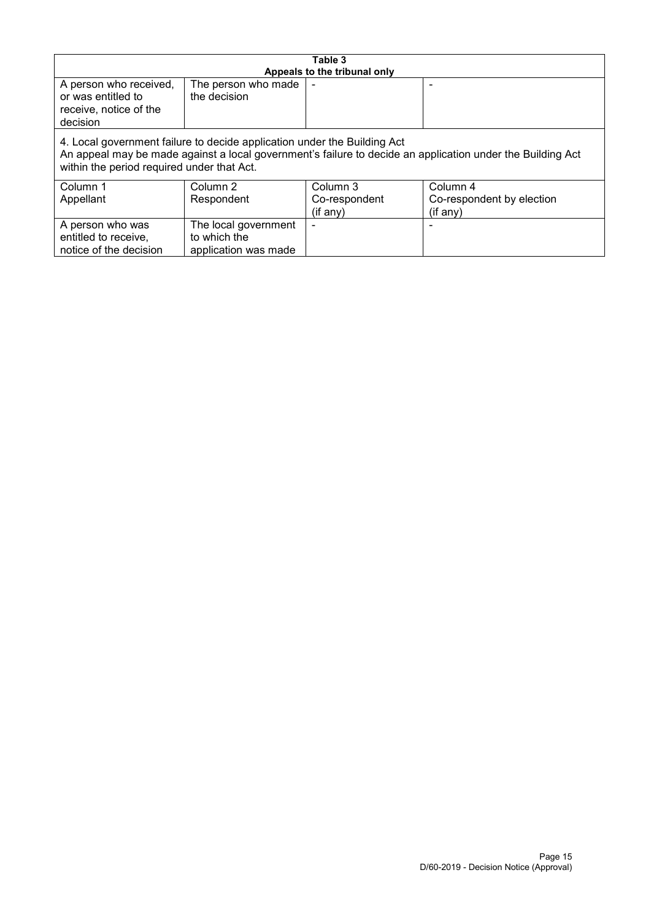| Table 3 | | | |
|---|---|---|---|
| **Appeals to the tribunal only** | | | |
| A person who received, or was entitled to receive, notice of the decision | The person who made the decision | - | - |
| 4. Local government failure to decide application under the Building Act<br>An appeal may be made against a local government's failure to decide an application under the Building Act within the period required under that Act. | | | |
| Column 1<br>Appellant | Column 2<br>Respondent | Column 3<br>Co-respondent (if any) | Column 4<br>Co-respondent by election (if any) |
| A person who was entitled to receive, notice of the decision | The local government to which the application was made | - | - |